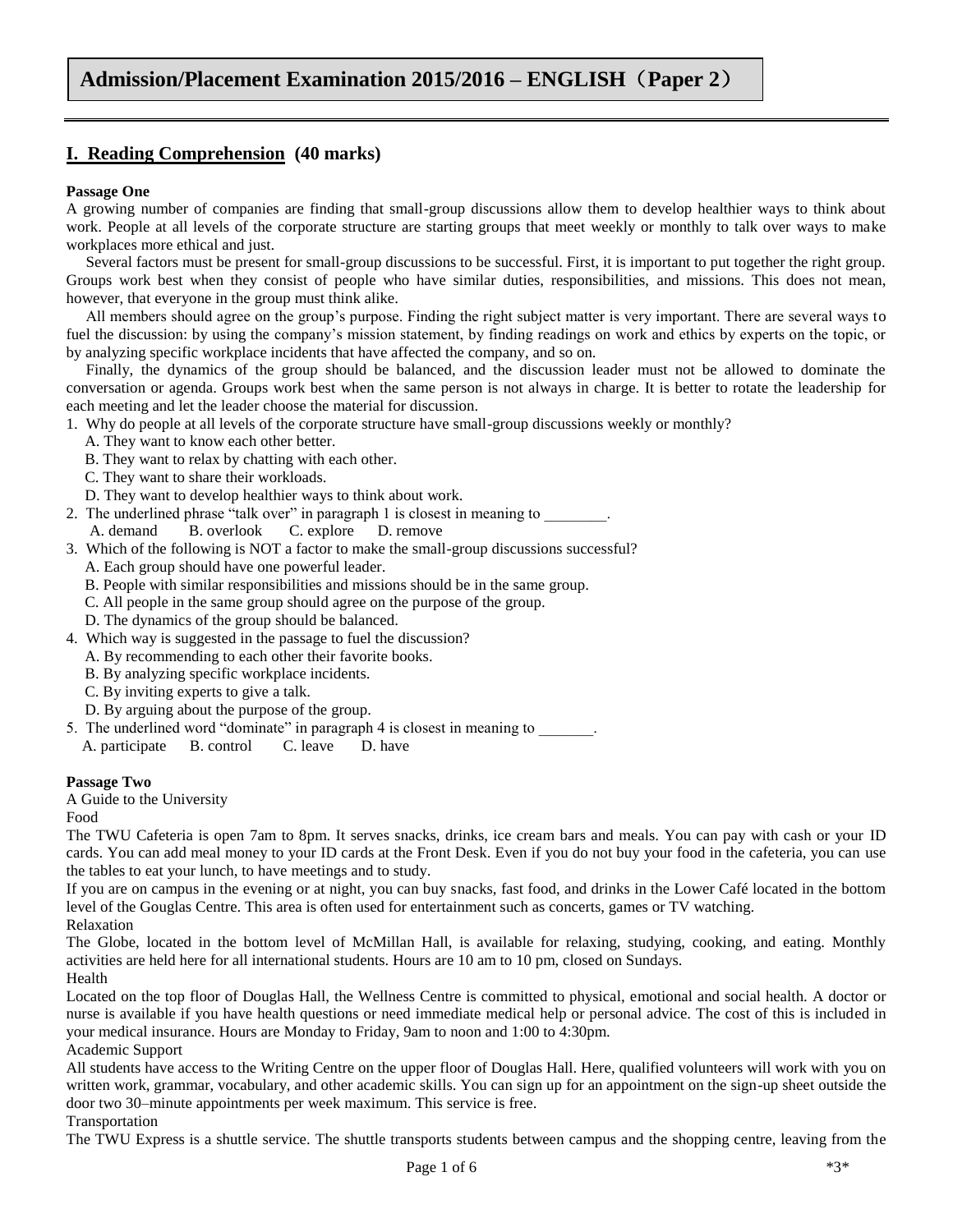# Admission/Placement Examination 2015/2016 – ENGLISH（Paper 2）

## I. Reading Comprehension (40 marks)

**Passage One**

A growing number of companies are finding that small-group discussions allow them to develop healthier ways to think about work. People at all levels of the corporate structure are starting groups that meet weekly or monthly to talk over ways to make workplaces more ethical and just.

Several factors must be present for small-group discussions to be successful. First, it is important to put together the right group. Groups work best when they consist of people who have similar duties, responsibilities, and missions. This does not mean, however, that everyone in the group must think alike.

All members should agree on the group's purpose. Finding the right subject matter is very important. There are several ways to fuel the discussion: by using the company's mission statement, by finding readings on work and ethics by experts on the topic, or by analyzing specific workplace incidents that have affected the company, and so on.

Finally, the dynamics of the group should be balanced, and the discussion leader must not be allowed to dominate the conversation or agenda. Groups work best when the same person is not always in charge. It is better to rotate the leadership for each meeting and let the leader choose the material for discussion.

1. Why do people at all levels of the corporate structure have small-group discussions weekly or monthly?
   A. They want to know each other better.
   B. They want to relax by chatting with each other.
   C. They want to share their workloads.
   D. They want to develop healthier ways to think about work.
2. The underlined phrase "talk over" in paragraph 1 is closest in meaning to ________.
   A. demand B. overlook C. explore D. remove
3. Which of the following is NOT a factor to make the small-group discussions successful?
   A. Each group should have one powerful leader.
   B. People with similar responsibilities and missions should be in the same group.
   C. All people in the same group should agree on the purpose of the group.
   D. The dynamics of the group should be balanced.
4. Which way is suggested in the passage to fuel the discussion?
   A. By recommending to each other their favorite books.
   B. By analyzing specific workplace incidents.
   C. By inviting experts to give a talk.
   D. By arguing about the purpose of the group.
5. The underlined word "dominate" in paragraph 4 is closest in meaning to _______.
   A. participate B. control C. leave D. have

**Passage Two**

A Guide to the University

Food

The TWU Cafeteria is open 7am to 8pm. It serves snacks, drinks, ice cream bars and meals. You can pay with cash or your ID cards. You can add meal money to your ID cards at the Front Desk. Even if you do not buy your food in the cafeteria, you can use the tables to eat your lunch, to have meetings and to study.

If you are on campus in the evening or at night, you can buy snacks, fast food, and drinks in the Lower Café located in the bottom level of the Gouglas Centre. This area is often used for entertainment such as concerts, games or TV watching.

Relaxation

The Globe, located in the bottom level of McMillan Hall, is available for relaxing, studying, cooking, and eating. Monthly activities are held here for all international students. Hours are 10 am to 10 pm, closed on Sundays.

Health

Located on the top floor of Douglas Hall, the Wellness Centre is committed to physical, emotional and social health. A doctor or nurse is available if you have health questions or need immediate medical help or personal advice. The cost of this is included in your medical insurance. Hours are Monday to Friday, 9am to noon and 1:00 to 4:30pm.

Academic Support

All students have access to the Writing Centre on the upper floor of Douglas Hall. Here, qualified volunteers will work with you on written work, grammar, vocabulary, and other academic skills. You can sign up for an appointment on the sign-up sheet outside the door two 30–minute appointments per week maximum. This service is free.

Transportation

The TWU Express is a shuttle service. The shuttle transports students between campus and the shopping centre, leaving from the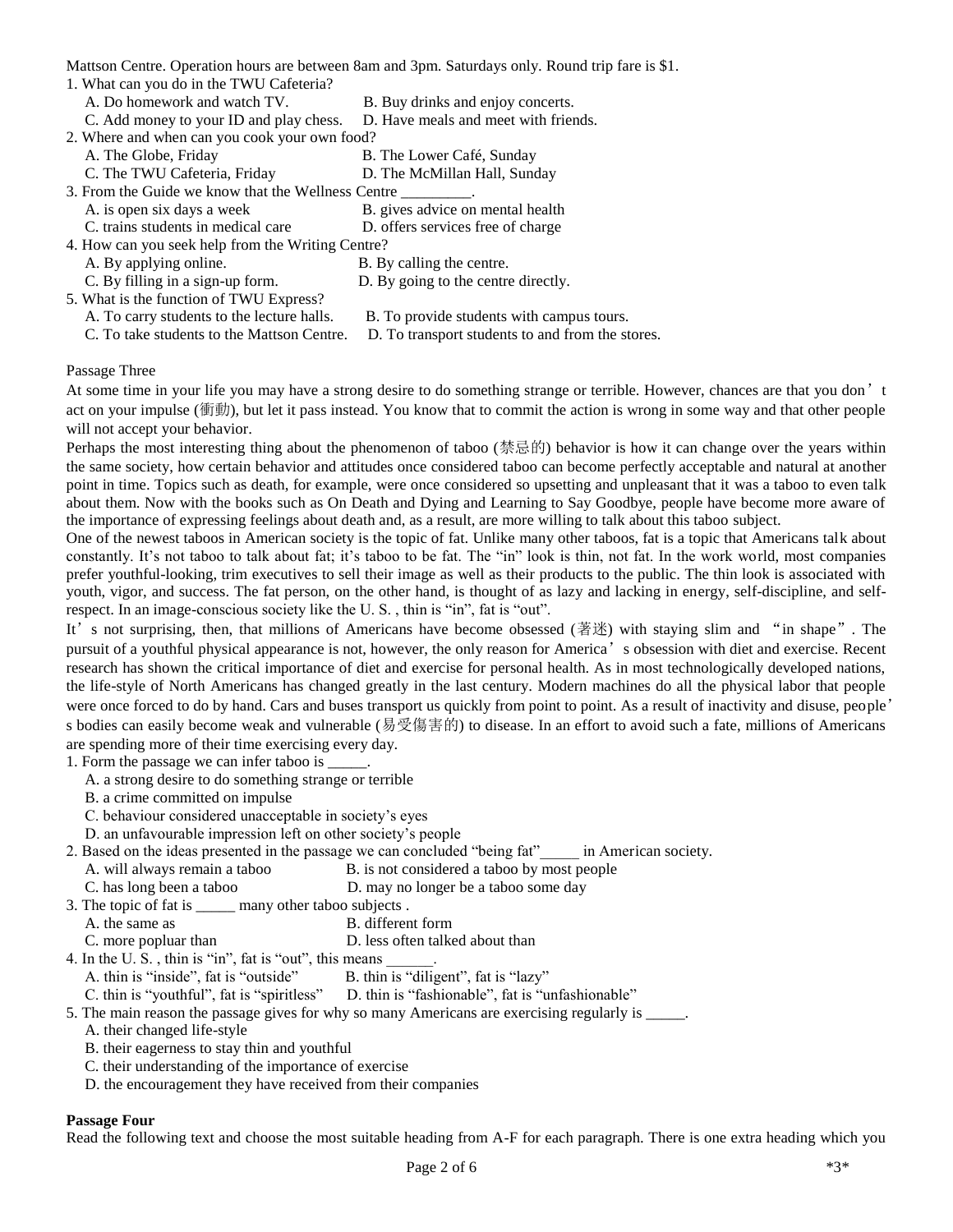Mattson Centre. Operation hours are between 8am and 3pm. Saturdays only. Round trip fare is $1.

1. What can you do in the TWU Cafeteria?
   A. Do homework and watch TV.　　B. Buy drinks and enjoy concerts.
   C. Add money to your ID and play chess.　　D. Have meals and meet with friends.
2. Where and when can you cook your own food?
   A. The Globe, Friday　　B. The Lower Café, Sunday
   C. The TWU Cafeteria, Friday　　D. The McMillan Hall, Sunday
3. From the Guide we know that the Wellness Centre _________.
   A. is open six days a week　　B. gives advice on mental health
   C. trains students in medical care　　D. offers services free of charge
4. How can you seek help from the Writing Centre?
   A. By applying online.　　B. By calling the centre.
   C. By filling in a sign-up form.　　D. By going to the centre directly.
5. What is the function of TWU Express?
   A. To carry students to the lecture halls.　　B. To provide students with campus tours.
   C. To take students to the Mattson Centre.　　D. To transport students to and from the stores.

Passage Three

At some time in your life you may have a strong desire to do something strange or terrible. However, chances are that you don't act on your impulse (衝動), but let it pass instead. You know that to commit the action is wrong in some way and that other people will not accept your behavior.

Perhaps the most interesting thing about the phenomenon of taboo (禁忌的) behavior is how it can change over the years within the same society, how certain behavior and attitudes once considered taboo can become perfectly acceptable and natural at another point in time. Topics such as death, for example, were once considered so upsetting and unpleasant that it was a taboo to even talk about them. Now with the books such as On Death and Dying and Learning to Say Goodbye, people have become more aware of the importance of expressing feelings about death and, as a result, are more willing to talk about this taboo subject.

One of the newest taboos in American society is the topic of fat. Unlike many other taboos, fat is a topic that Americans talk about constantly. It's not taboo to talk about fat; it's taboo to be fat. The "in" look is thin, not fat. In the work world, most companies prefer youthful-looking, trim executives to sell their image as well as their products to the public. The thin look is associated with youth, vigor, and success. The fat person, on the other hand, is thought of as lazy and lacking in energy, self-discipline, and self-respect. In an image-conscious society like the U. S. , thin is "in", fat is "out".

It's not surprising, then, that millions of Americans have become obsessed (著迷) with staying slim and "in shape". The pursuit of a youthful physical appearance is not, however, the only reason for America's obsession with diet and exercise. Recent research has shown the critical importance of diet and exercise for personal health. As in most technologically developed nations, the life-style of North Americans has changed greatly in the last century. Modern machines do all the physical labor that people were once forced to do by hand. Cars and buses transport us quickly from point to point. As a result of inactivity and disuse, people's bodies can easily become weak and vulnerable (易受傷害的) to disease. In an effort to avoid such a fate, millions of Americans are spending more of their time exercising every day.

1. Form the passage we can infer taboo is _____.
   A. a strong desire to do something strange or terrible
   B. a crime committed on impulse
   C. behaviour considered unacceptable in society's eyes
   D. an unfavourable impression left on other society's people
2. Based on the ideas presented in the passage we can concluded "being fat"_____ in American society.
   A. will always remain a taboo　　B. is not considered a taboo by most people
   C. has long been a taboo　　D. may no longer be a taboo some day
3. The topic of fat is _____ many other taboo subjects .
   A. the same as　　B. different form
   C. more popluar than　　D. less often talked about than
4. In the U. S. , thin is "in", fat is "out", this means ______.
   A. thin is "inside", fat is "outside"　　B. thin is "diligent", fat is "lazy"
   C. thin is "youthful", fat is "spiritless"　　D. thin is "fashionable", fat is "unfashionable"
5. The main reason the passage gives for why so many Americans are exercising regularly is _____.
   A. their changed life-style
   B. their eagerness to stay thin and youthful
   C. their understanding of the importance of exercise
   D. the encouragement they have received from their companies

**Passage Four**

Read the following text and choose the most suitable heading from A-F for each paragraph. There is one extra heading which you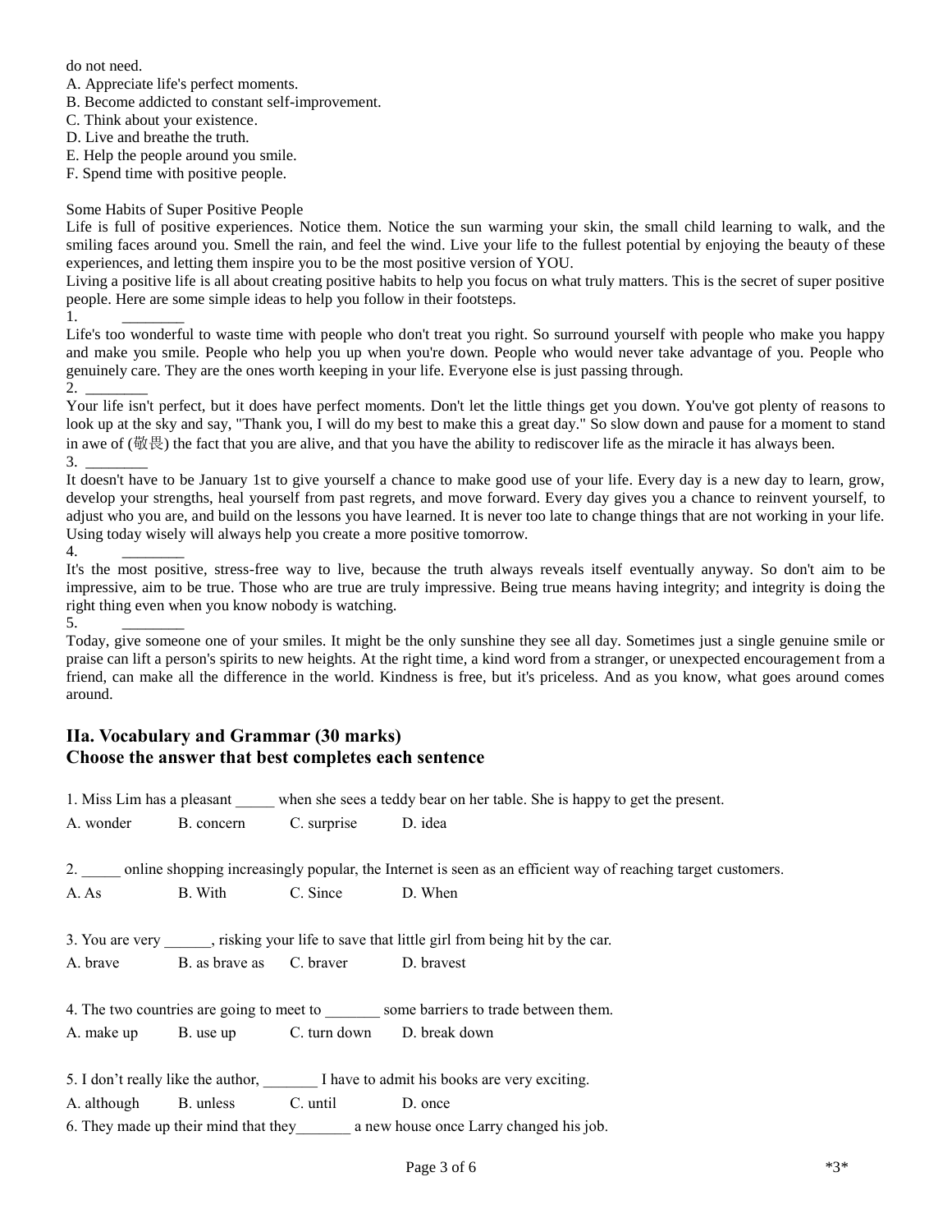do not need.

A. Appreciate life's perfect moments.
B. Become addicted to constant self-improvement.
C. Think about your existence.
D. Live and breathe the truth.
E. Help the people around you smile.
F. Spend time with positive people.

Some Habits of Super Positive People

Life is full of positive experiences. Notice them. Notice the sun warming your skin, the small child learning to walk, and the smiling faces around you. Smell the rain, and feel the wind. Live your life to the fullest potential by enjoying the beauty of these experiences, and letting them inspire you to be the most positive version of YOU.

Living a positive life is all about creating positive habits to help you focus on what truly matters. This is the secret of super positive people. Here are some simple ideas to help you follow in their footsteps.

1. ________

Life's too wonderful to waste time with people who don't treat you right. So surround yourself with people who make you happy and make you smile. People who help you up when you're down. People who would never take advantage of you. People who genuinely care. They are the ones worth keeping in your life. Everyone else is just passing through.

2. ________

Your life isn't perfect, but it does have perfect moments. Don't let the little things get you down. You've got plenty of reasons to look up at the sky and say, "Thank you, I will do my best to make this a great day." So slow down and pause for a moment to stand in awe of (敬畏) the fact that you are alive, and that you have the ability to rediscover life as the miracle it has always been.

3. ________

It doesn't have to be January 1st to give yourself a chance to make good use of your life. Every day is a new day to learn, grow, develop your strengths, heal yourself from past regrets, and move forward. Every day gives you a chance to reinvent yourself, to adjust who you are, and build on the lessons you have learned. It is never too late to change things that are not working in your life. Using today wisely will always help you create a more positive tomorrow.

4. ________

It's the most positive, stress-free way to live, because the truth always reveals itself eventually anyway. So don't aim to be impressive, aim to be true. Those who are true are truly impressive. Being true means having integrity; and integrity is doing the right thing even when you know nobody is watching.

5. ________

Today, give someone one of your smiles. It might be the only sunshine they see all day. Sometimes just a single genuine smile or praise can lift a person's spirits to new heights. At the right time, a kind word from a stranger, or unexpected encouragement from a friend, can make all the difference in the world. Kindness is free, but it's priceless. And as you know, what goes around comes around.

## IIa. Vocabulary and Grammar (30 marks)
## Choose the answer that best completes each sentence

1. Miss Lim has a pleasant _____ when she sees a teddy bear on her table. She is happy to get the present.

A. wonder B. concern C. surprise D. idea

2. _____ online shopping increasingly popular, the Internet is seen as an efficient way of reaching target customers.

A. As B. With C. Since D. When

3. You are very ______, risking your life to save that little girl from being hit by the car.

A. brave B. as brave as C. braver D. bravest

4. The two countries are going to meet to _______ some barriers to trade between them.

A. make up B. use up C. turn down D. break down

5. I don't really like the author, _______ I have to admit his books are very exciting.

A. although B. unless C. until D. once

6. They made up their mind that they_______ a new house once Larry changed his job.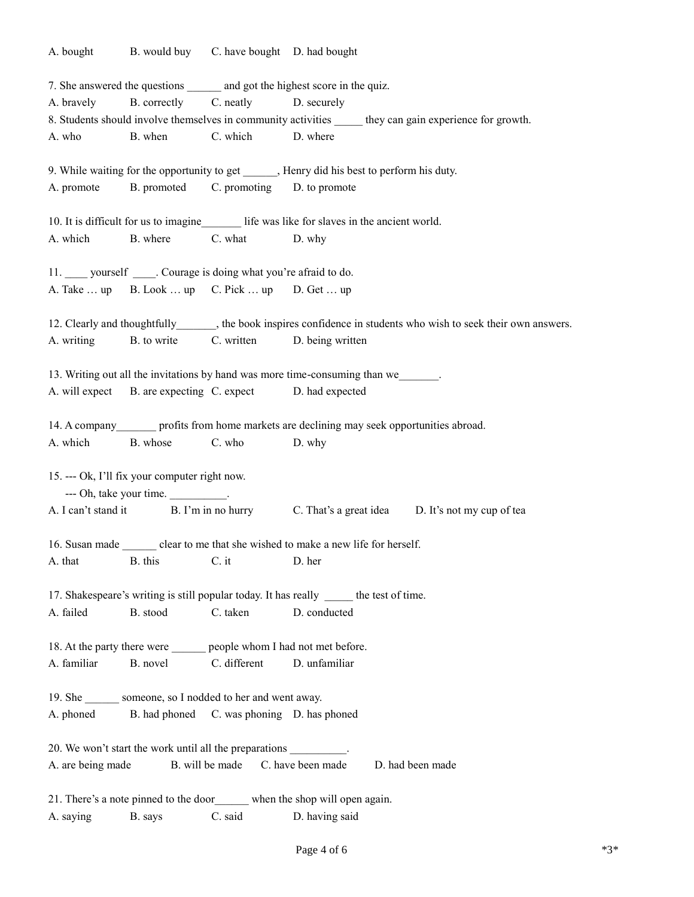A. bought B. would buy C. have bought D. had bought

7. She answered the questions ______ and got the highest score in the quiz.
A. bravely B. correctly C. neatly D. securely

8. Students should involve themselves in community activities _____ they can gain experience for growth.
A. who B. when C. which D. where

9. While waiting for the opportunity to get ______, Henry did his best to perform his duty.
A. promote B. promoted C. promoting D. to promote

10. It is difficult for us to imagine_______ life was like for slaves in the ancient world.
A. which B. where C. what D. why

11. ____ yourself ____. Courage is doing what you're afraid to do.
A. Take … up B. Look … up C. Pick … up D. Get … up

12. Clearly and thoughtfully_______, the book inspires confidence in students who wish to seek their own answers.
A. writing B. to write C. written D. being written

13. Writing out all the invitations by hand was more time-consuming than we_______.
A. will expect B. are expecting C. expect D. had expected

14. A company_______ profits from home markets are declining may seek opportunities abroad.
A. which B. whose C. who D. why

15. --- Ok, I'll fix your computer right now.
--- Oh, take your time. __________.
A. I can't stand it B. I'm in no hurry C. That's a great idea D. It's not my cup of tea

16. Susan made ______ clear to me that she wished to make a new life for herself.
A. that B. this C. it D. her

17. Shakespeare's writing is still popular today. It has really _____ the test of time.
A. failed B. stood C. taken D. conducted

18. At the party there were ______ people whom I had not met before.
A. familiar B. novel C. different D. unfamiliar

19. She ______ someone, so I nodded to her and went away.
A. phoned B. had phoned C. was phoning D. has phoned

20. We won't start the work until all the preparations __________.
A. are being made B. will be made C. have been made D. had been made

21. There's a note pinned to the door______ when the shop will open again.
A. saying B. says C. said D. having said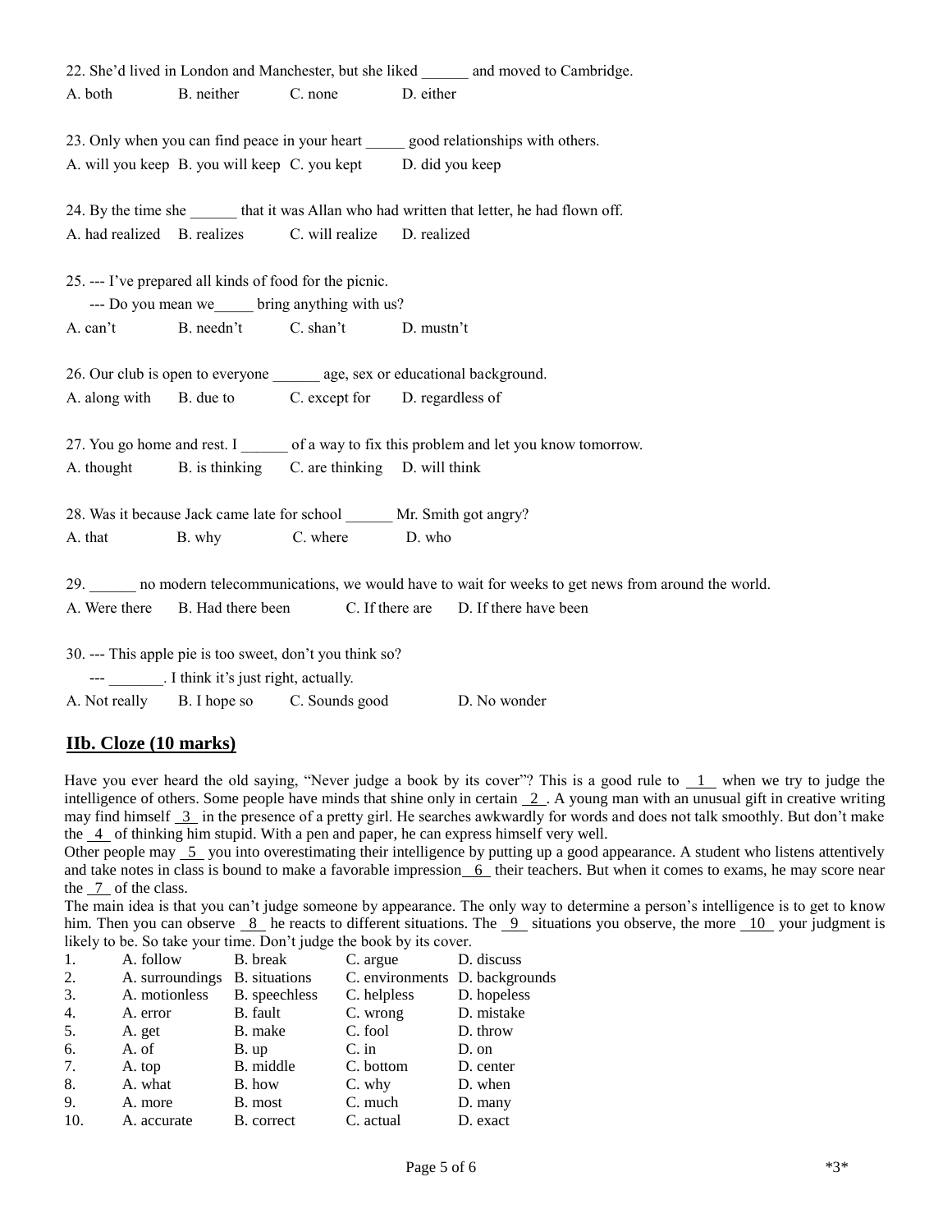22. She'd lived in London and Manchester, but she liked ______ and moved to Cambridge.

A. both B. neither C. none D. either

23. Only when you can find peace in your heart _____ good relationships with others.

A. will you keep B. you will keep C. you kept D. did you keep

24. By the time she ______ that it was Allan who had written that letter, he had flown off.

A. had realized B. realizes C. will realize D. realized

25. --- I've prepared all kinds of food for the picnic.

--- Do you mean we_____ bring anything with us?

A. can't B. needn't C. shan't D. mustn't

26. Our club is open to everyone ______ age, sex or educational background.

A. along with B. due to C. except for D. regardless of

27. You go home and rest. I ______ of a way to fix this problem and let you know tomorrow.

A. thought B. is thinking C. are thinking D. will think

28. Was it because Jack came late for school ______ Mr. Smith got angry?

A. that B. why C. where D. who

29. ______ no modern telecommunications, we would have to wait for weeks to get news from around the world.

A. Were there B. Had there been C. If there are D. If there have been

30. --- This apple pie is too sweet, don't you think so?

--- _______. I think it's just right, actually.

A. Not really B. I hope so C. Sounds good D. No wonder

## IIb. Cloze (10 marks)

Have you ever heard the old saying, "Never judge a book by its cover"? This is a good rule to __1__ when we try to judge the intelligence of others. Some people have minds that shine only in certain __2__. A young man with an unusual gift in creative writing may find himself __3__ in the presence of a pretty girl. He searches awkwardly for words and does not talk smoothly. But don't make the __4__ of thinking him stupid. With a pen and paper, he can express himself very well.

Other people may __5__ you into overestimating their intelligence by putting up a good appearance. A student who listens attentively and take notes in class is bound to make a favorable impression__6__ their teachers. But when it comes to exams, he may score near the __7__ of the class.

The main idea is that you can't judge someone by appearance. The only way to determine a person's intelligence is to get to know him. Then you can observe __8__ he reacts to different situations. The __9__ situations you observe, the more __10__ your judgment is likely to be. So take your time. Don't judge the book by its cover.

| | A | B | C | D |
|---|---|---|---|---|
| 1. | A. follow | B. break | C. argue | D. discuss |
| 2. | A. surroundings | B. situations | C. environments | D. backgrounds |
| 3. | A. motionless | B. speechless | C. helpless | D. hopeless |
| 4. | A. error | B. fault | C. wrong | D. mistake |
| 5. | A. get | B. make | C. fool | D. throw |
| 6. | A. of | B. up | C. in | D. on |
| 7. | A. top | B. middle | C. bottom | D. center |
| 8. | A. what | B. how | C. why | D. when |
| 9. | A. more | B. most | C. much | D. many |
| 10. | A. accurate | B. correct | C. actual | D. exact |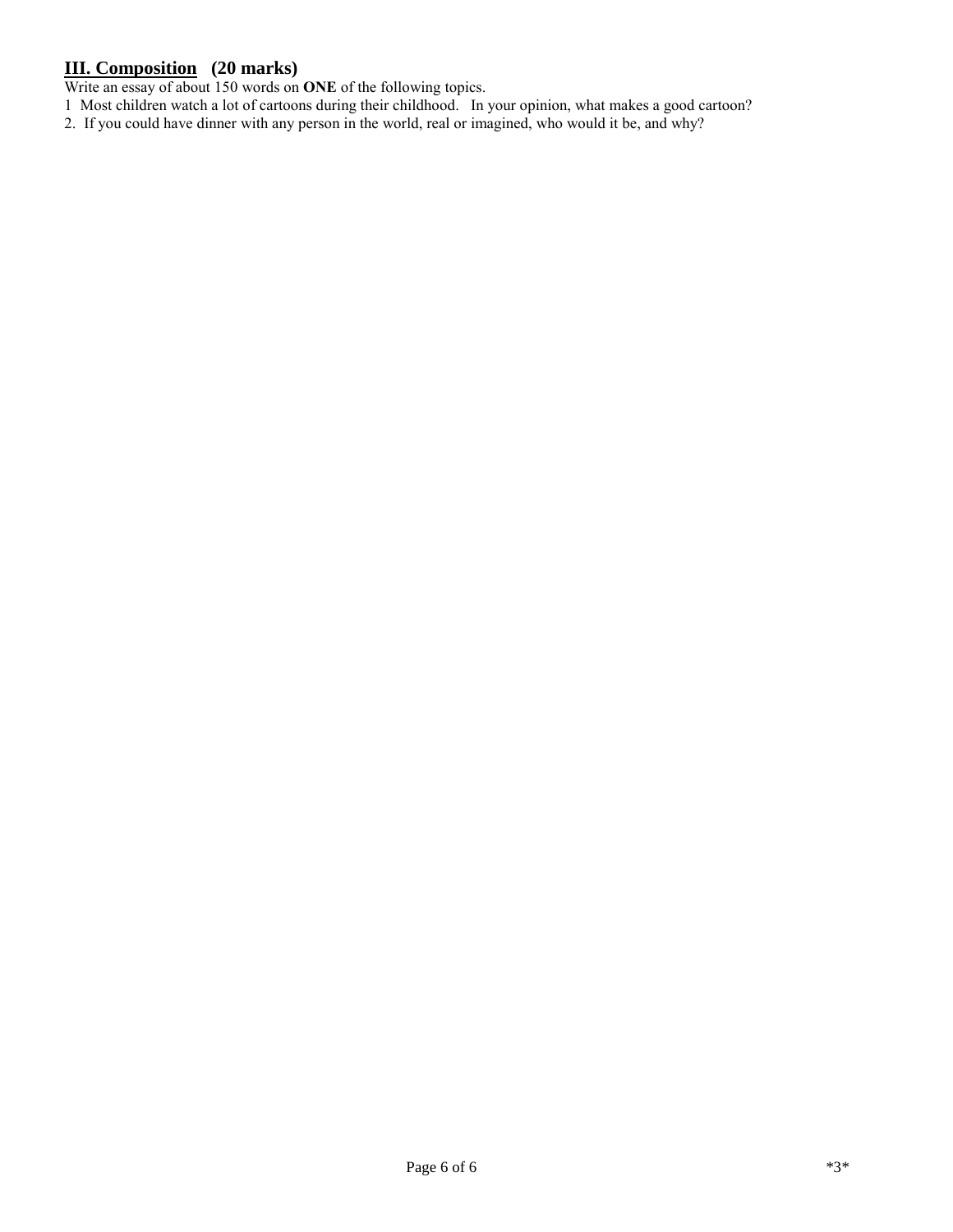## III. Composition (20 marks)

Write an essay of about 150 words on **ONE** of the following topics.

1 Most children watch a lot of cartoons during their childhood. In your opinion, what makes a good cartoon?

2. If you could have dinner with any person in the world, real or imagined, who would it be, and why?